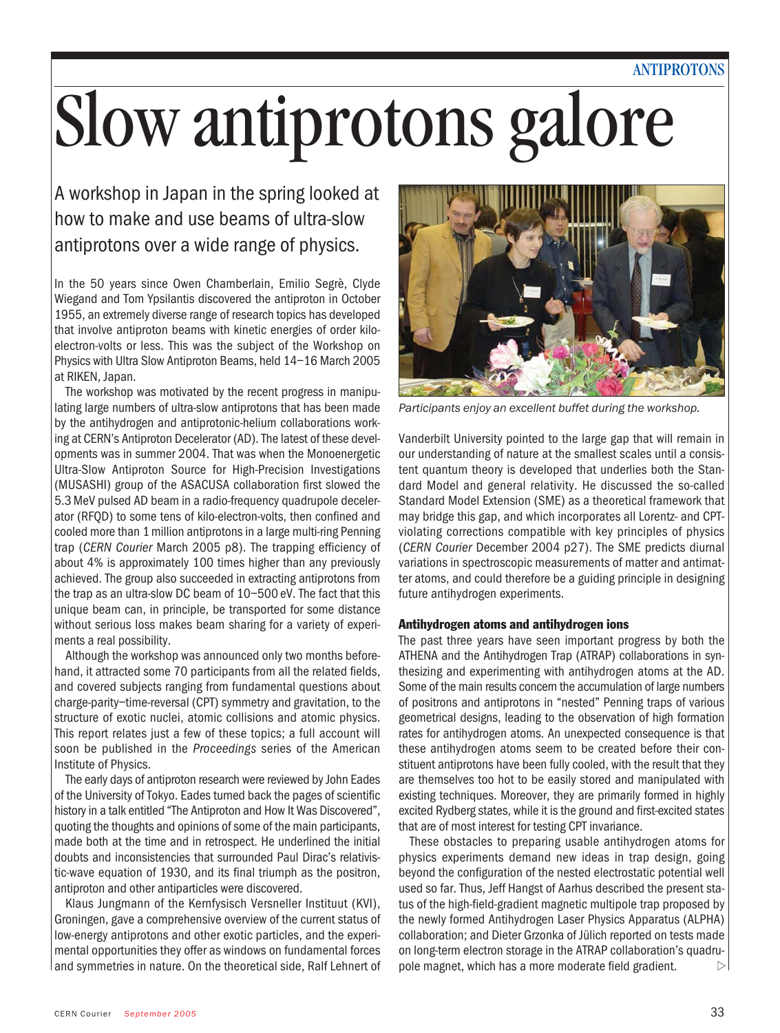# Slow antiprotons galore

A workshop in Japan in the spring looked at how to make and use beams of ultra-slow antiprotons over a wide range of physics.

In the 50 years since Owen Chamberlain, Emilio Segrè, Clyde Wiegand and Tom Ypsilantis discovered the antiproton in October 1955, an extremely diverse range of research topics has developed that involve antiproton beams with kinetic energies of order kilo-electron-volts or less. This was the subject of the Workshop on Physics with Ultra Slow Antiproton Beams, held 14–16 March 2005 at RIKEN, Japan.

The workshop was motivated by the recent progress in manipulating large numbers of ultra-slow antiprotons that has been made by the antihydrogen and antiprotonic-helium collaborations working at CERN's Antiproton Decelerator (AD). The latest of these developments was in summer 2004. That was when the Monoenergetic Ultra-Slow Antiproton Source for High-Precision Investigations (MUSASHI) group of the ASACUSA collaboration first slowed the 5.3 MeV pulsed AD beam in a radio-frequency quadrupole decelerator (RFQD) to some tens of kilo-electron-volts, then confined and cooled more than 1 million antiprotons in a large multi-ring Penning trap (*CERN Courier* March 2005 p8). The trapping efficiency of about 4% is approximately 100 times higher than any previously achieved. The group also succeeded in extracting antiprotons from the trap as an ultra-slow DC beam of 10–500 eV. The fact that this unique beam can, in principle, be transported for some distance without serious loss makes beam sharing for a variety of experiments a real possibility.

Although the workshop was announced only two months beforehand, it attracted some 70 participants from all the related fields, and covered subjects ranging from fundamental questions about charge-parity–time-reversal (CPT) symmetry and gravitation, to the structure of exotic nuclei, atomic collisions and atomic physics. This report relates just a few of these topics; a full account will soon be published in the *Proceedings* series of the American Institute of Physics.

The early days of antiproton research were reviewed by John Eades of the University of Tokyo. Eades turned back the pages of scientific history in a talk entitled "The Antiproton and How It Was Discovered", quoting the thoughts and opinions of some of the main participants, made both at the time and in retrospect. He underlined the initial doubts and inconsistencies that surrounded Paul Dirac's relativistic-wave equation of 1930, and its final triumph as the positron, antiproton and other antiparticles were discovered.

Klaus Jungmann of the Kernfysisch Versneller Instituut (KVI), Groningen, gave a comprehensive overview of the current status of low-energy antiprotons and other exotic particles, and the experimental opportunities they offer as windows on fundamental forces and symmetries in nature. On the theoretical side, Ralf Lehnert of Vanderbilt University pointed to the large gap that will remain in our understanding of nature at the smallest scales until a consistent quantum theory is developed that underlies both the Standard Model and general relativity. He discussed the so-called Standard Model Extension (SME) as a theoretical framework that may bridge this gap, and which incorporates all Lorentz- and CPT-violating corrections compatible with key principles of physics (*CERN Courier* December 2004 p27). The SME predicts diurnal variations in spectroscopic measurements of matter and antimatter atoms, and could therefore be a guiding principle in designing future antihydrogen experiments.

Participants enjoy an excellent buffet during the workshop.

### Antihydrogen atoms and antihydrogen ions

The past three years have seen important progress by both the ATHENA and the Antihydrogen Trap (ATRAP) collaborations in synthesizing and experimenting with antihydrogen atoms at the AD. Some of the main results concern the accumulation of large numbers of positrons and antiprotons in "nested" Penning traps of various geometrical designs, leading to the observation of high formation rates for antihydrogen atoms. An unexpected consequence is that these antihydrogen atoms seem to be created before their constituent antiprotons have been fully cooled, with the result that they are themselves too hot to be easily stored and manipulated with existing techniques. Moreover, they are primarily formed in highly excited Rydberg states, while it is the ground and first-excited states that are of most interest for testing CPT invariance.

These obstacles to preparing usable antihydrogen atoms for physics experiments demand new ideas in trap design, going beyond the configuration of the nested electrostatic potential well used so far. Thus, Jeff Hangst of Aarhus described the present status of the high-field-gradient magnetic multipole trap proposed by the newly formed Antihydrogen Laser Physics Apparatus (ALPHA) collaboration; and Dieter Grzonka of Jülich reported on tests made on long-term electron storage in the ATRAP collaboration's quadrupole magnet, which has a more moderate field gradient.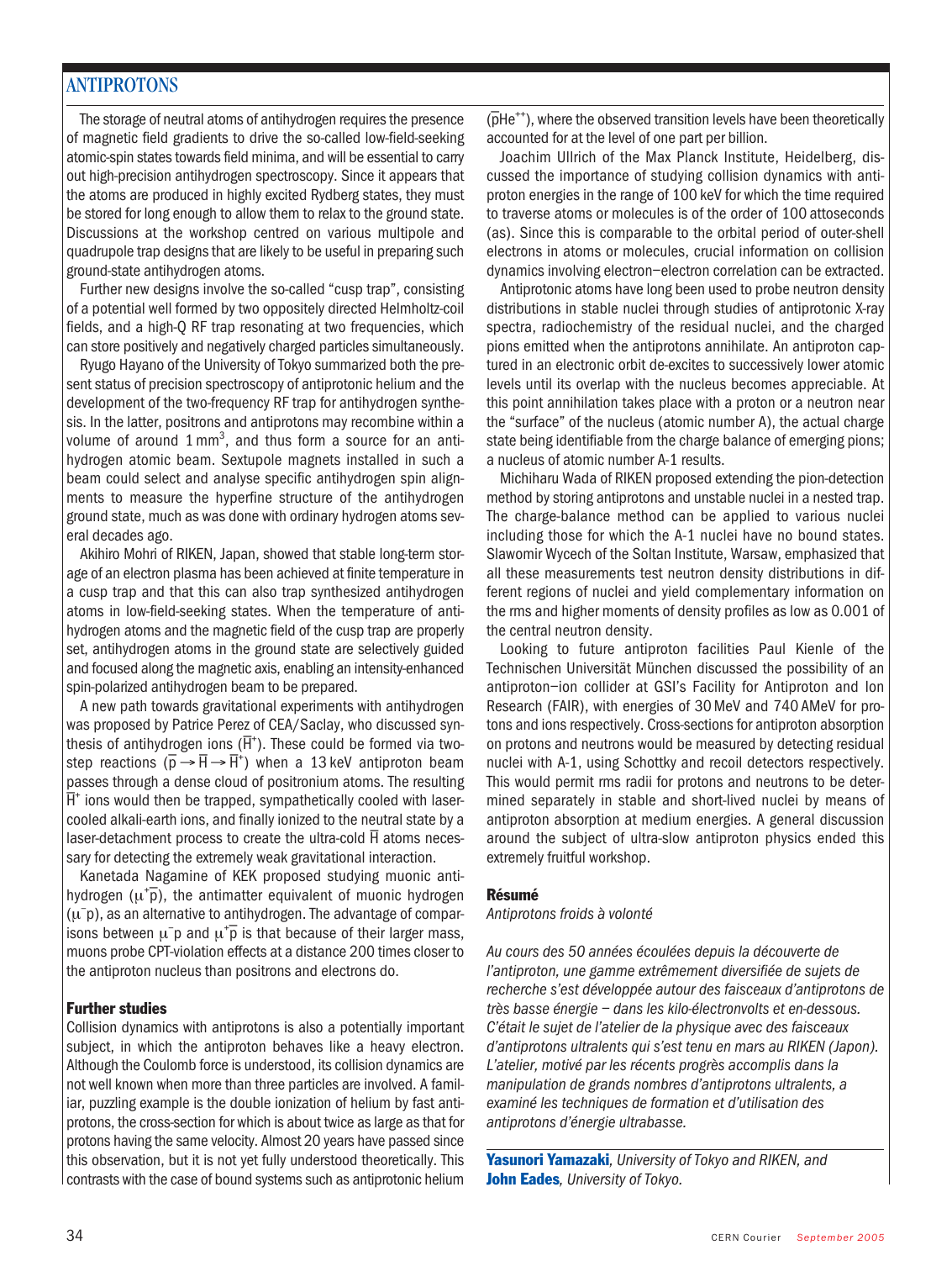The storage of neutral atoms of antihydrogen requires the presence of magnetic field gradients to drive the so-called low-field-seeking atomic-spin states towards field minima, and will be essential to carry out high-precision antihydrogen spectroscopy. Since it appears that the atoms are produced in highly excited Rydberg states, they must be stored for long enough to allow them to relax to the ground state. Discussions at the workshop centred on various multipole and quadrupole trap designs that are likely to be useful in preparing such ground-state antihydrogen atoms.

Further new designs involve the so-called "cusp trap", consisting of a potential well formed by two oppositely directed Helmholtz-coil fields, and a high-Q RF trap resonating at two frequencies, which can store positively and negatively charged particles simultaneously.

Ryugo Hayano of the University of Tokyo summarized both the present status of precision spectroscopy of antiprotonic helium and the development of the two-frequency RF trap for antihydrogen synthesis. In the latter, positrons and antiprotons may recombine within a volume of around 1 $mm^3$, and thus form a source for an antihydrogen atomic beam. Sextupole magnets installed in such a beam could select and analyse specific antihydrogen spin alignments to measure the hyperfine structure of the antihydrogen ground state, much as was done with ordinary hydrogen atoms several decades ago.

Akihiro Mohri of RIKEN, Japan, showed that stable long-term storage of an electron plasma has been achieved at finite temperature in a cusp trap and that this can also trap synthesized antihydrogen atoms in low-field-seeking states. When the temperature of antihydrogen atoms and the magnetic field of the cusp trap are properly set, antihydrogen atoms in the ground state are selectively guided and focused along the magnetic axis, enabling an intensity-enhanced spin-polarized antihydrogen beam to be prepared.

A new path towards gravitational experiments with antihydrogen was proposed by Patrice Perez of CEA/Saclay, who discussed synthesis of antihydrogen ions ($\overline{H}^+$). These could be formed via two-step reactions ($\overline{p} \rightarrow \overline{H} \rightarrow \overline{H}^+$) when a 13 keV antiproton beam passes through a dense cloud of positronium atoms. The resulting $\overline{H}^+$ ions would then be trapped, sympathetically cooled with laser-cooled alkali-earth ions, and finally ionized to the neutral state by a laser-detachment process to create the ultra-cold $\overline{H}$ atoms necessary for detecting the extremely weak gravitational interaction.

Kanetada Nagamine of KEK proposed studying muonic antihydrogen ($\mu^+\overline{p}$), the antimatter equivalent of muonic hydrogen ($\mu^-p$), as an alternative to antihydrogen. The advantage of comparisons between $\mu^-p$ and $\mu^+\overline{p}$ is that because of their larger mass, muons probe CPT-violation effects at a distance 200 times closer to the antiproton nucleus than positrons and electrons do.

### Further studies

Collision dynamics with antiprotons is also a potentially important subject, in which the antiproton behaves like a heavy electron. Although the Coulomb force is understood, its collision dynamics are not well known when more than three particles are involved. A familiar, puzzling example is the double ionization of helium by fast antiprotons, the cross-section for which is about twice as large as that for protons having the same velocity. Almost 20 years have passed since this observation, but it is not yet fully understood theoretically. This contrasts with the case of bound systems such as antiprotonic helium ($\overline{p}He^{++}$), where the observed transition levels have been theoretically accounted for at the level of one part per billion.

Joachim Ullrich of the Max Planck Institute, Heidelberg, discussed the importance of studying collision dynamics with antiproton energies in the range of 100 keV for which the time required to traverse atoms or molecules is of the order of 100 attoseconds (as). Since this is comparable to the orbital period of outer-shell electrons in atoms or molecules, crucial information on collision dynamics involving electron–electron correlation can be extracted.

Antiprotonic atoms have long been used to probe neutron density distributions in stable nuclei through studies of antiprotonic X-ray spectra, radiochemistry of the residual nuclei, and the charged pions emitted when the antiprotons annihilate. An antiproton captured in an electronic orbit de-excites to successively lower atomic levels until its overlap with the nucleus becomes appreciable. At this point annihilation takes place with a proton or a neutron near the "surface" of the nucleus (atomic number A), the actual charge state being identifiable from the charge balance of emerging pions; a nucleus of atomic number A-1 results.

Michiharu Wada of RIKEN proposed extending the pion-detection method by storing antiprotons and unstable nuclei in a nested trap. The charge-balance method can be applied to various nuclei including those for which the A-1 nuclei have no bound states. Slawomir Wycech of the Soltan Institute, Warsaw, emphasized that all these measurements test neutron density distributions in different regions of nuclei and yield complementary information on the rms and higher moments of density profiles as low as 0.001 of the central neutron density.

Looking to future antiproton facilities Paul Kienle of the Technischen Universität München discussed the possibility of an antiproton–ion collider at GSI's Facility for Antiproton and Ion Research (FAIR), with energies of 30 MeV and 740 AMeV for protons and ions respectively. Cross-sections for antiproton absorption on protons and neutrons would be measured by detecting residual nuclei with A-1, using Schottky and recoil detectors respectively. This would permit rms radii for protons and neutrons to be determined separately in stable and short-lived nuclei by means of antiproton absorption at medium energies. A general discussion around the subject of ultra-slow antiproton physics ended this extremely fruitful workshop.

### Résumé

*Antiprotons froids à volonté*

*Au cours des 50 années écoulées depuis la découverte de l'antiproton, une gamme extrêmement diversifiée de sujets de recherche s'est développée autour des faisceaux d'antiprotons de très basse énergie – dans les kilo-électronvolts et en-dessous. C'était le sujet de l'atelier de la physique avec des faisceaux d'antiprotons ultralents qui s'est tenu en mars au RIKEN (Japon). L'atelier, motivé par les récents progrès accomplis dans la manipulation de grands nombres d'antiprotons ultralents, a examiné les techniques de formation et d'utilisation des antiprotons d'énergie ultrabasse.*

**Yasunori Yamazaki**, *University of Tokyo and RIKEN, and* **John Eades**, *University of Tokyo.*